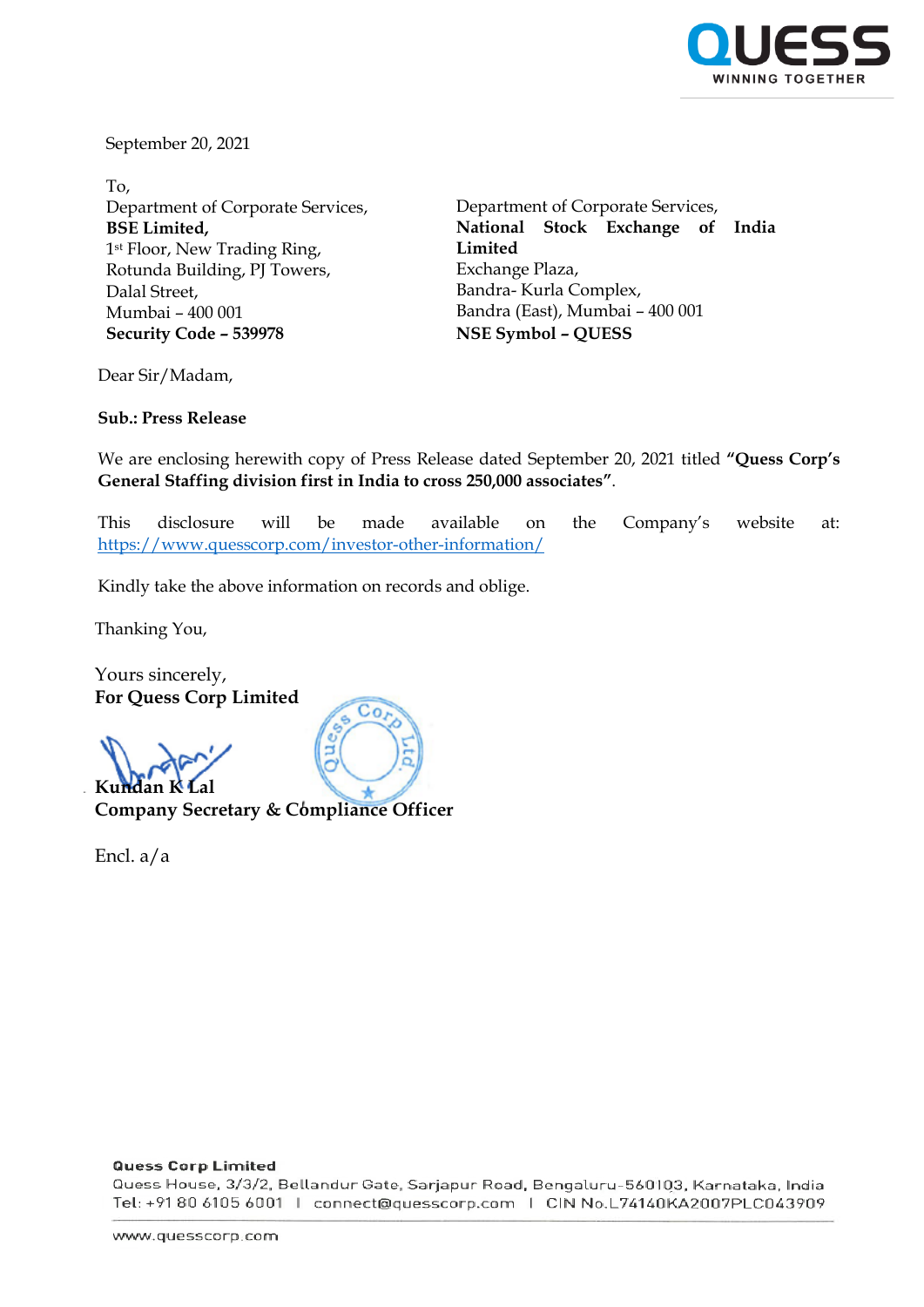September 20, 2021

To,
Department of Corporate Services,
**BSE Limited,**
1st Floor, New Trading Ring,
Rotunda Building, PJ Towers,
Dalal Street,
Mumbai – 400 001
**Security Code – 539978**

Department of Corporate Services,
**National Stock Exchange of India Limited**
Exchange Plaza,
Bandra- Kurla Complex,
Bandra (East), Mumbai – 400 001
**NSE Symbol – QUESS**

Dear Sir/Madam,

**Sub.: Press Release**

We are enclosing herewith copy of Press Release dated September 20, 2021 titled **"Quess Corp's General Staffing division first in India to cross 250,000 associates"**.

This disclosure will be made available on the Company's website at: https://www.quesscorp.com/investor-other-information/

Kindly take the above information on records and oblige.

Thanking You,

Yours sincerely,
**For Quess Corp Limited**

**Kundan K Lal**
**Company Secretary & Compliance Officer**

Encl. a/a

**Quess Corp Limited**
Quess House, 3/3/2, Bellandur Gate, Sarjapur Road, Bengaluru-560103, Karnataka, India
Tel: +91 80 6105 6001 | connect@quesscorp.com | CIN No.L74140KA2007PLC043909

www.quesscorp.com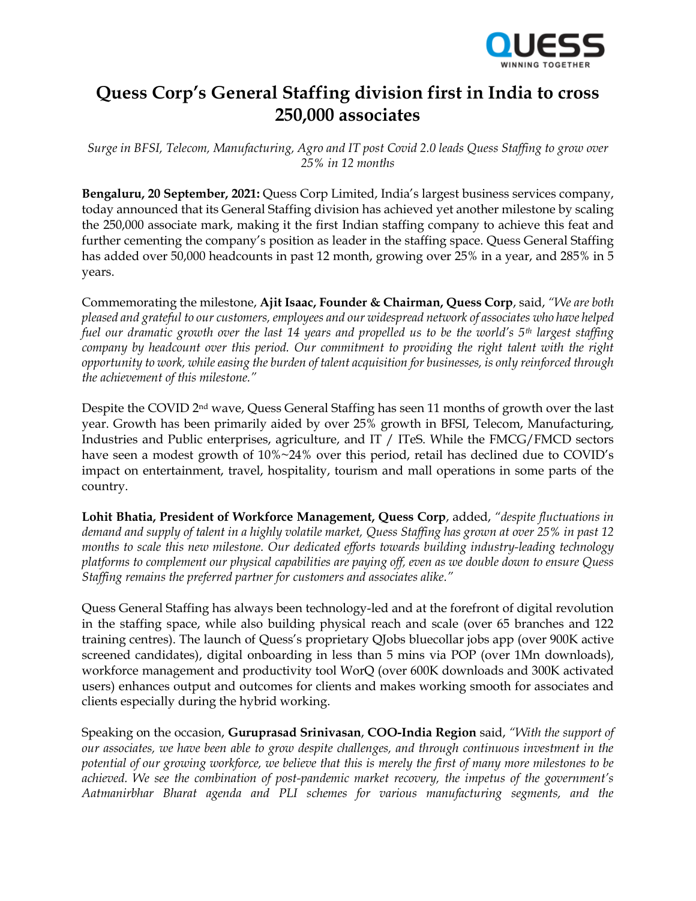# Quess Corp's General Staffing division first in India to cross 250,000 associates

*Surge in BFSI, Telecom, Manufacturing, Agro and IT post Covid 2.0 leads Quess Staffing to grow over 25% in 12 months*

**Bengaluru, 20 September, 2021:** Quess Corp Limited, India's largest business services company, today announced that its General Staffing division has achieved yet another milestone by scaling the 250,000 associate mark, making it the first Indian staffing company to achieve this feat and further cementing the company's position as leader in the staffing space. Quess General Staffing has added over 50,000 headcounts in past 12 month, growing over 25% in a year, and 285% in 5 years.

Commemorating the milestone, **Ajit Isaac, Founder & Chairman, Quess Corp**, said, *"We are both pleased and grateful to our customers, employees and our widespread network of associates who have helped fuel our dramatic growth over the last 14 years and propelled us to be the world's 5th largest staffing company by headcount over this period. Our commitment to providing the right talent with the right opportunity to work, while easing the burden of talent acquisition for businesses, is only reinforced through the achievement of this milestone."*

Despite the COVID 2nd wave, Quess General Staffing has seen 11 months of growth over the last year. Growth has been primarily aided by over 25% growth in BFSI, Telecom, Manufacturing, Industries and Public enterprises, agriculture, and IT / ITeS. While the FMCG/FMCD sectors have seen a modest growth of 10%~24% over this period, retail has declined due to COVID's impact on entertainment, travel, hospitality, tourism and mall operations in some parts of the country.

**Lohit Bhatia, President of Workforce Management, Quess Corp**, added, *"despite fluctuations in demand and supply of talent in a highly volatile market, Quess Staffing has grown at over 25% in past 12 months to scale this new milestone. Our dedicated efforts towards building industry-leading technology platforms to complement our physical capabilities are paying off, even as we double down to ensure Quess Staffing remains the preferred partner for customers and associates alike."*

Quess General Staffing has always been technology-led and at the forefront of digital revolution in the staffing space, while also building physical reach and scale (over 65 branches and 122 training centres). The launch of Quess's proprietary QJobs bluecollar jobs app (over 900K active screened candidates), digital onboarding in less than 5 mins via POP (over 1Mn downloads), workforce management and productivity tool WorQ (over 600K downloads and 300K activated users) enhances output and outcomes for clients and makes working smooth for associates and clients especially during the hybrid working.

Speaking on the occasion, **Guruprasad Srinivasan**, **COO-India Region** said, *"With the support of our associates, we have been able to grow despite challenges, and through continuous investment in the potential of our growing workforce, we believe that this is merely the first of many more milestones to be achieved. We see the combination of post-pandemic market recovery, the impetus of the government's Aatmanirbhar Bharat agenda and PLI schemes for various manufacturing segments, and the*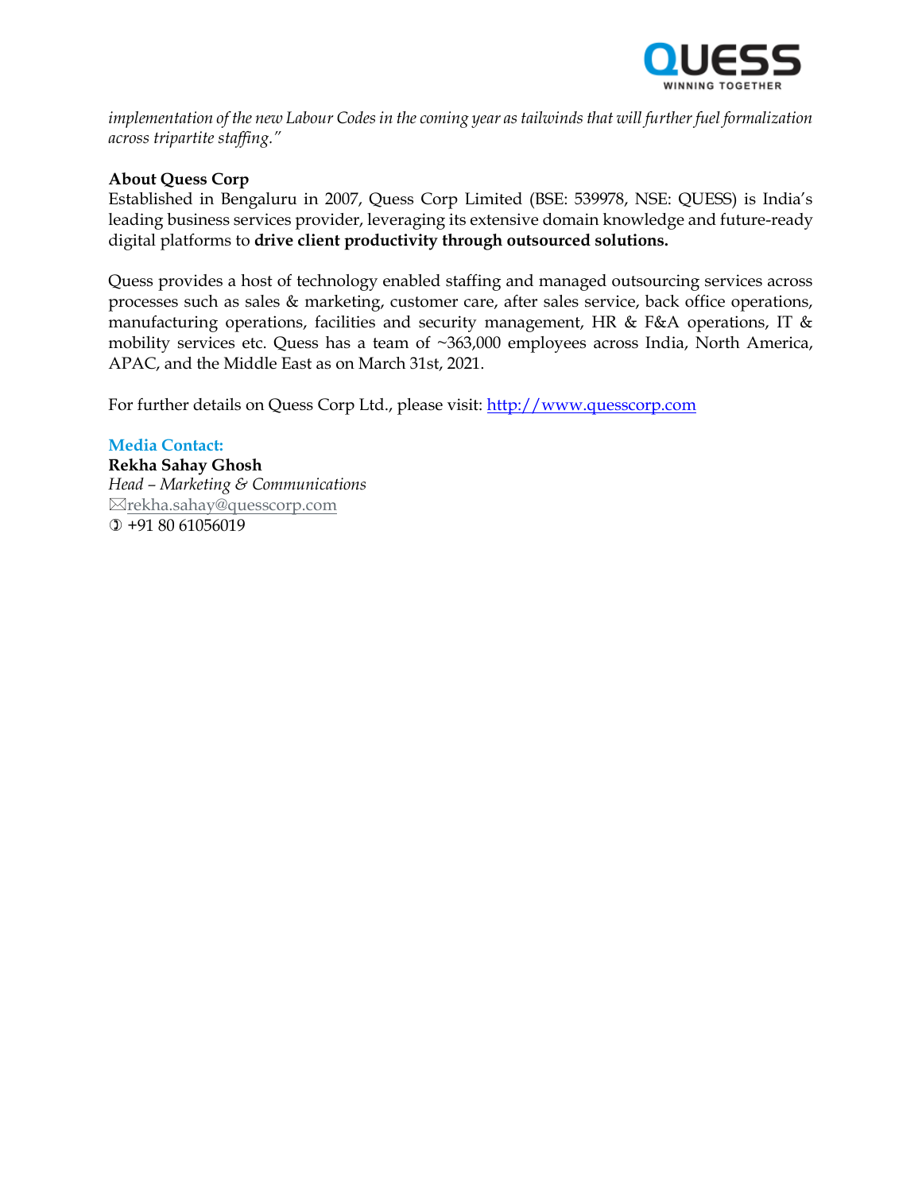*implementation of the new Labour Codes in the coming year as tailwinds that will further fuel formalization across tripartite staffing."*

**About Quess Corp**
Established in Bengaluru in 2007, Quess Corp Limited (BSE: 539978, NSE: QUESS) is India's leading business services provider, leveraging its extensive domain knowledge and future-ready digital platforms to **drive client productivity through outsourced solutions.**

Quess provides a host of technology enabled staffing and managed outsourcing services across processes such as sales & marketing, customer care, after sales service, back office operations, manufacturing operations, facilities and security management, HR & F&A operations, IT & mobility services etc. Quess has a team of ~363,000 employees across India, North America, APAC, and the Middle East as on March 31st, 2021.

For further details on Quess Corp Ltd., please visit: http://www.quesscorp.com

**Media Contact:**
**Rekha Sahay Ghosh**
*Head – Marketing & Communications*
✉rekha.sahay@quesscorp.com
✆ +91 80 61056019